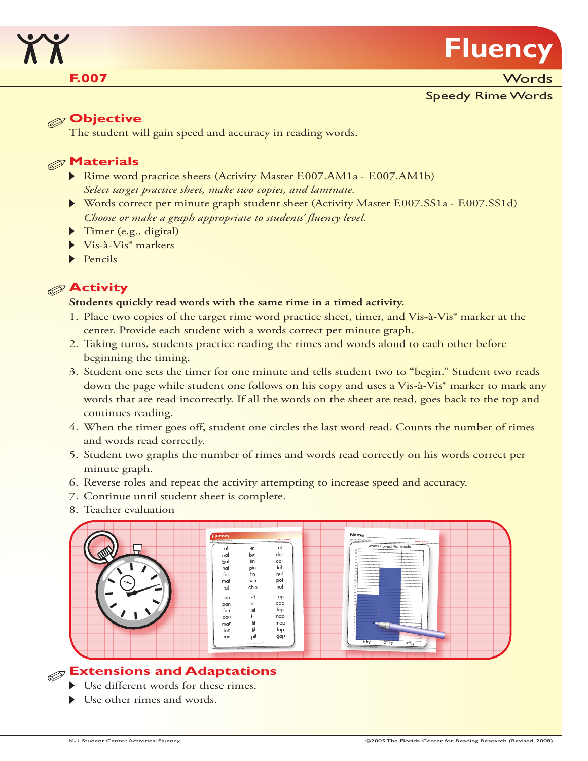# Fluency

**F.007**

Words

Speedy Rime Words

## Objective

The student will gain speed and accuracy in reading words.

## Materials

- Rime word practice sheets (Activity Master F.007.AM1a - F.007.AM1b)
  *Select target practice sheet, make two copies, and laminate.*
- Words correct per minute graph student sheet (Activity Master F.007.SS1a - F.007.SS1d)
  *Choose or make a graph appropriate to students' fluency level.*
- Timer (e.g., digital)
- Vis-à-Vis® markers
- Pencils

## Activity

**Students quickly read words with the same rime in a timed activity.**

1. Place two copies of the target rime word practice sheet, timer, and Vis-à-Vis® marker at the center. Provide each student with a words correct per minute graph.
2. Taking turns, students practice reading the rimes and words aloud to each other before beginning the timing.
3. Student one sets the timer for one minute and tells student two to "begin." Student two reads down the page while student one follows on his copy and uses a Vis-à-Vis® marker to mark any words that are read incorrectly. If all the words on the sheet are read, goes back to the top and continues reading.
4. When the timer goes off, student one circles the last word read. Counts the number of rimes and words read correctly.
5. Student two graphs the number of rimes and words read correctly on his words correct per minute graph.
6. Reverse roles and repeat the activity attempting to increase speed and accuracy.
7. Continue until student sheet is complete.
8. Teacher evaluation

## Extensions and Adaptations

- Use different words for these rimes.
- Use other rimes and words.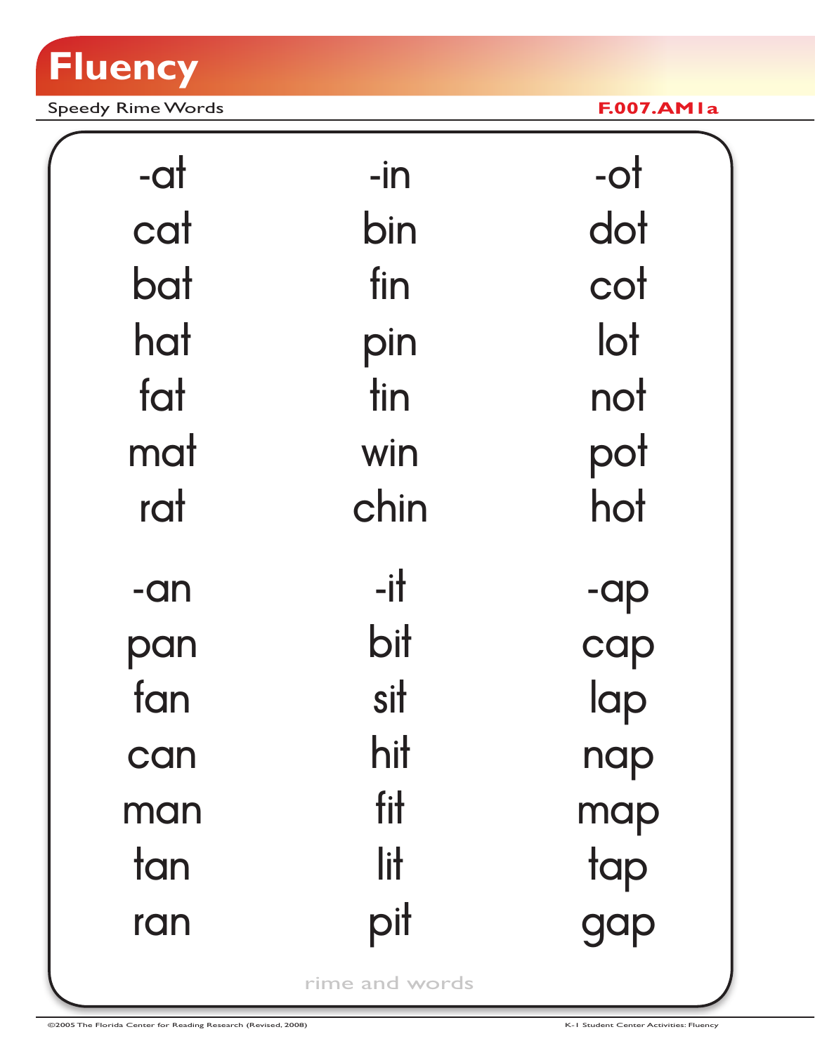# Fluency

Speedy Rime Words

F.007.AM1a

| -at | -in | -ot |
|---|---|---|
| cat | bin | dot |
| bat | fin | cot |
| hat | pin | lot |
| fat | tin | not |
| mat | win | pot |
| rat | chin | hot |

| -an | -it | -ap |
|---|---|---|
| pan | bit | cap |
| fan | sit | lap |
| can | hit | nap |
| man | fit | map |
| tan | lit | tap |
| ran | pit | gap |

rime and words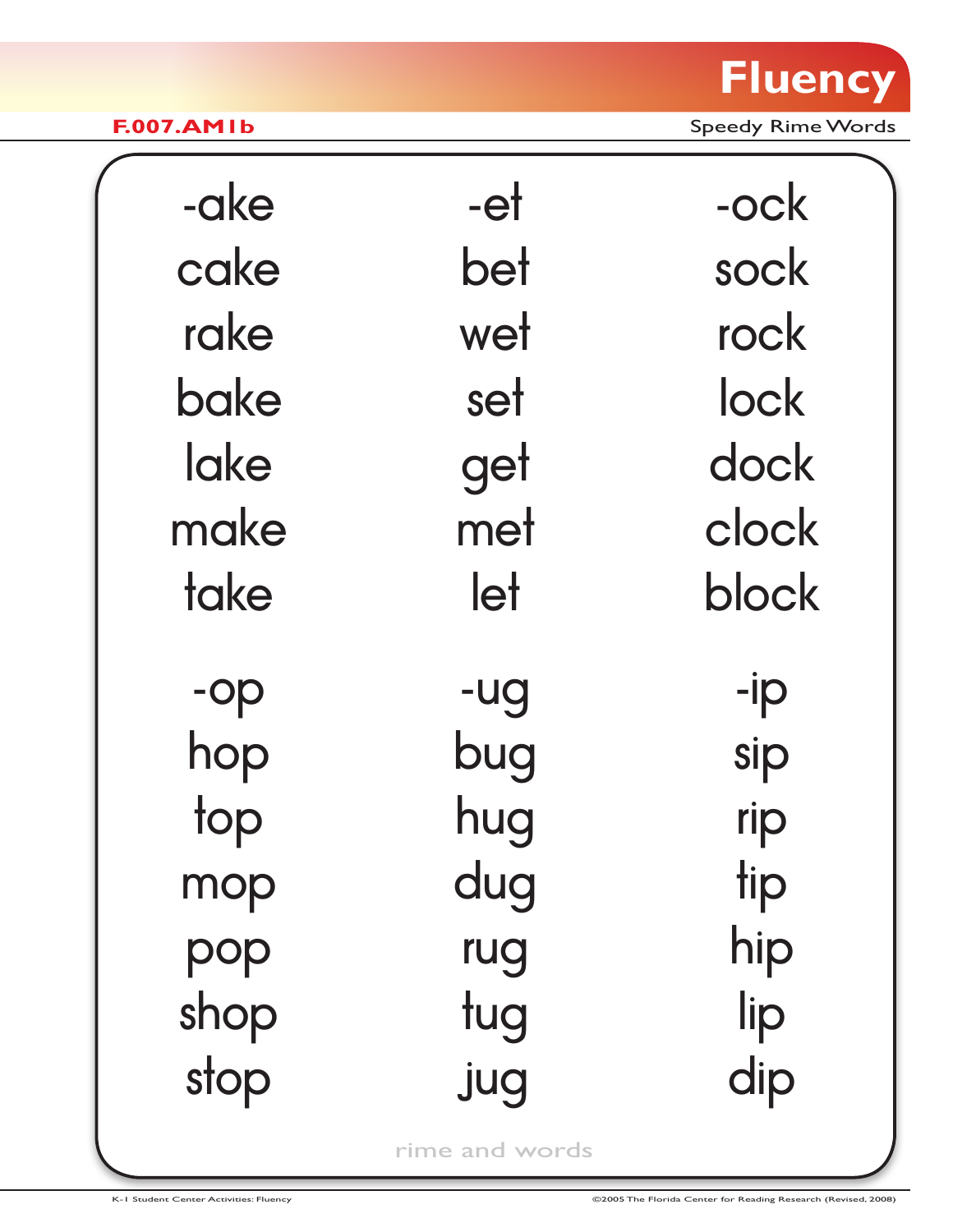# Fluency

**F.007.AM1b**

Speedy Rime Words

| -ake | -et | -ock |
| --- | --- | --- |
| cake | bet | sock |
| rake | wet | rock |
| bake | set | lock |
| lake | get | dock |
| make | met | clock |
| take | let | block |

| -op | -ug | -ip |
| --- | --- | --- |
| hop | bug | sip |
| top | hug | rip |
| mop | dug | tip |
| pop | rug | hip |
| shop | tug | lip |
| stop | jug | dip |

rime and words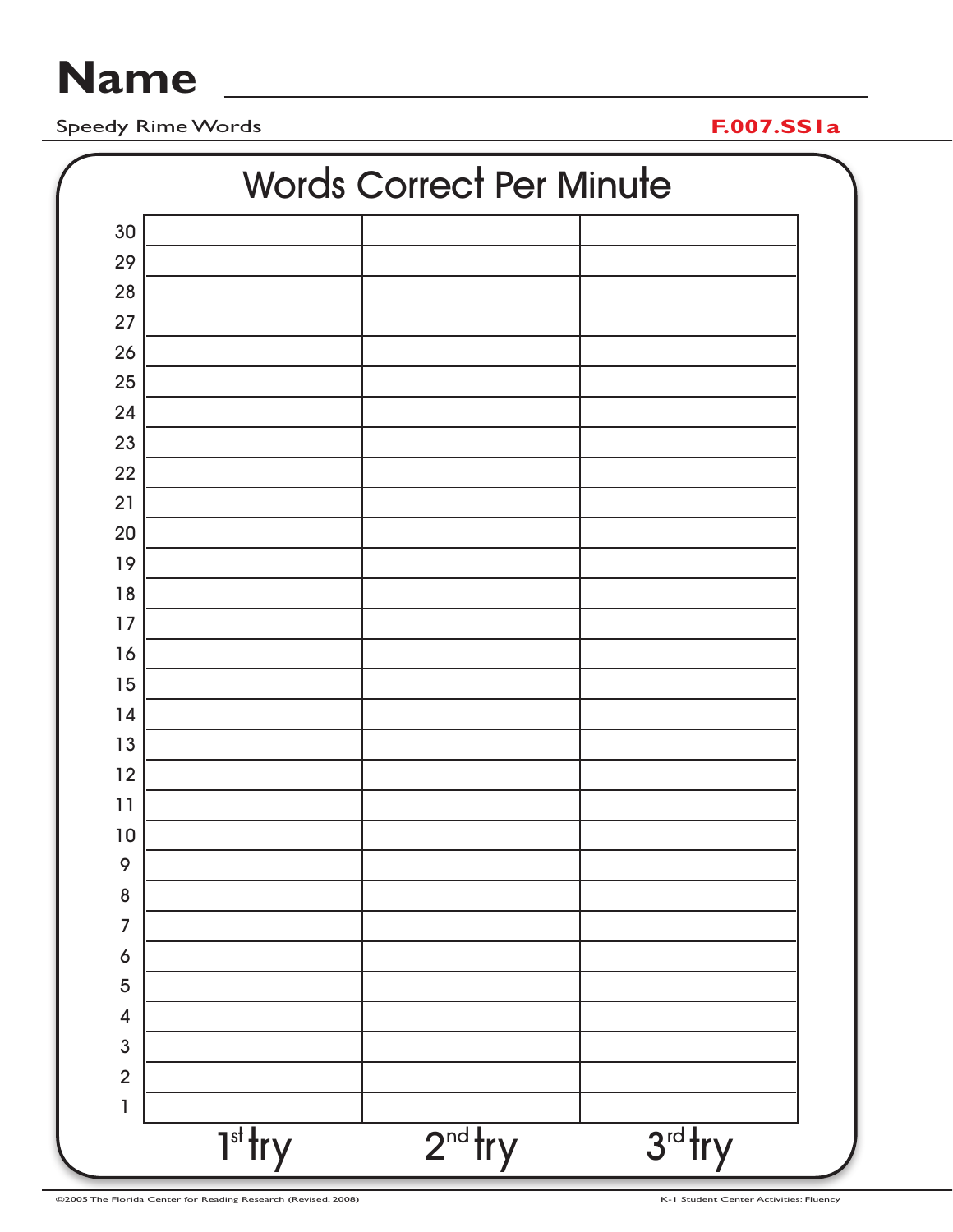# Name ______________________________

Speedy Rime Words **F.007.SS1a**

## Words Correct Per Minute

| | 1st try | 2nd try | 3rd try |
|---|---|---|---|
| 30 | | | |
| 29 | | | |
| 28 | | | |
| 27 | | | |
| 26 | | | |
| 25 | | | |
| 24 | | | |
| 23 | | | |
| 22 | | | |
| 21 | | | |
| 20 | | | |
| 19 | | | |
| 18 | | | |
| 17 | | | |
| 16 | | | |
| 15 | | | |
| 14 | | | |
| 13 | | | |
| 12 | | | |
| 11 | | | |
| 10 | | | |
| 9 | | | |
| 8 | | | |
| 7 | | | |
| 6 | | | |
| 5 | | | |
| 4 | | | |
| 3 | | | |
| 2 | | | |
| 1 | | | |

©2005 The Florida Center for Reading Research (Revised, 2008) K-1 Student Center Activities: Fluency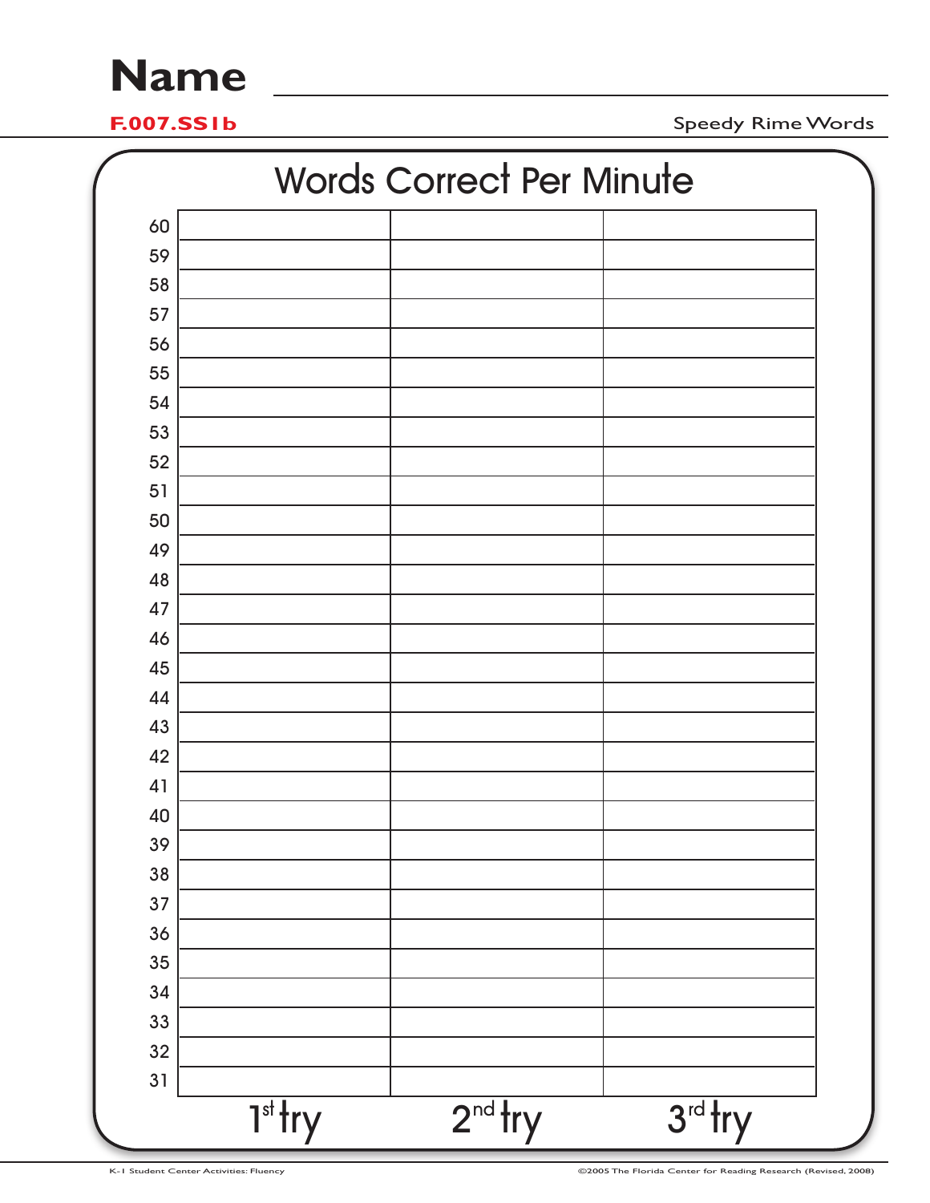# Name ____________________

**F.007.SS1b** Speedy Rime Words

## Words Correct Per Minute

| | | | |
|---|---|---|---|
| 60 | | | |
| 59 | | | |
| 58 | | | |
| 57 | | | |
| 56 | | | |
| 55 | | | |
| 54 | | | |
| 53 | | | |
| 52 | | | |
| 51 | | | |
| 50 | | | |
| 49 | | | |
| 48 | | | |
| 47 | | | |
| 46 | | | |
| 45 | | | |
| 44 | | | |
| 43 | | | |
| 42 | | | |
| 41 | | | |
| 40 | | | |
| 39 | | | |
| 38 | | | |
| 37 | | | |
| 36 | | | |
| 35 | | | |
| 34 | | | |
| 33 | | | |
| 32 | | | |
| 31 | | | |
| | 1st try | 2nd try | 3rd try |

K-1 Student Center Activities: Fluency ©2005 The Florida Center for Reading Research (Revised, 2008)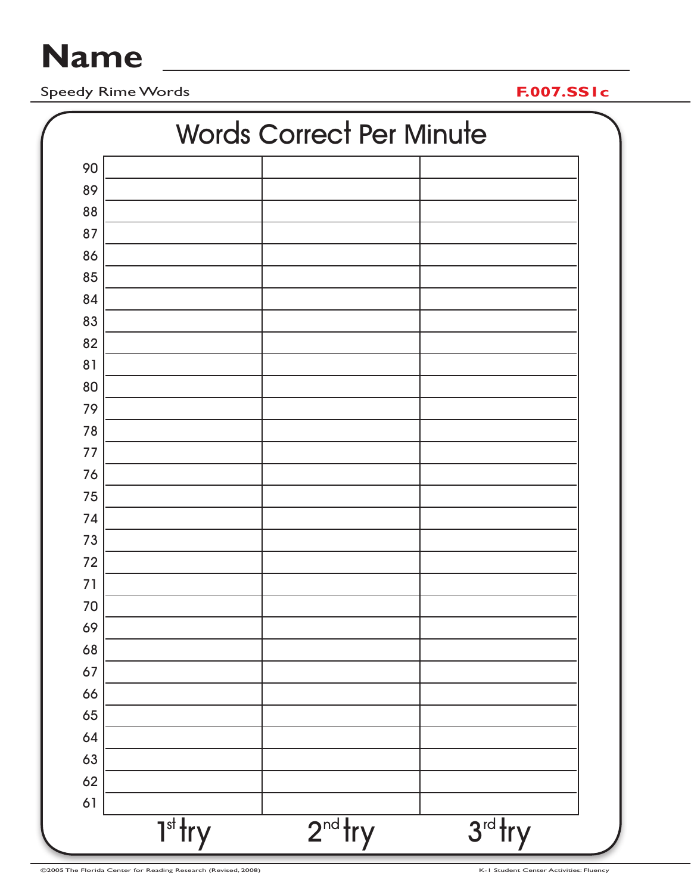# Name ______________________________

Speedy Rime Words **F.007.SS1c**

## Words Correct Per Minute

| | | | |
|---|---|---|---|
| 90 | | | |
| 89 | | | |
| 88 | | | |
| 87 | | | |
| 86 | | | |
| 85 | | | |
| 84 | | | |
| 83 | | | |
| 82 | | | |
| 81 | | | |
| 80 | | | |
| 79 | | | |
| 78 | | | |
| 77 | | | |
| 76 | | | |
| 75 | | | |
| 74 | | | |
| 73 | | | |
| 72 | | | |
| 71 | | | |
| 70 | | | |
| 69 | | | |
| 68 | | | |
| 67 | | | |
| 66 | | | |
| 65 | | | |
| 64 | | | |
| 63 | | | |
| 62 | | | |
| 61 | | | |
| | 1st try | 2nd try | 3rd try |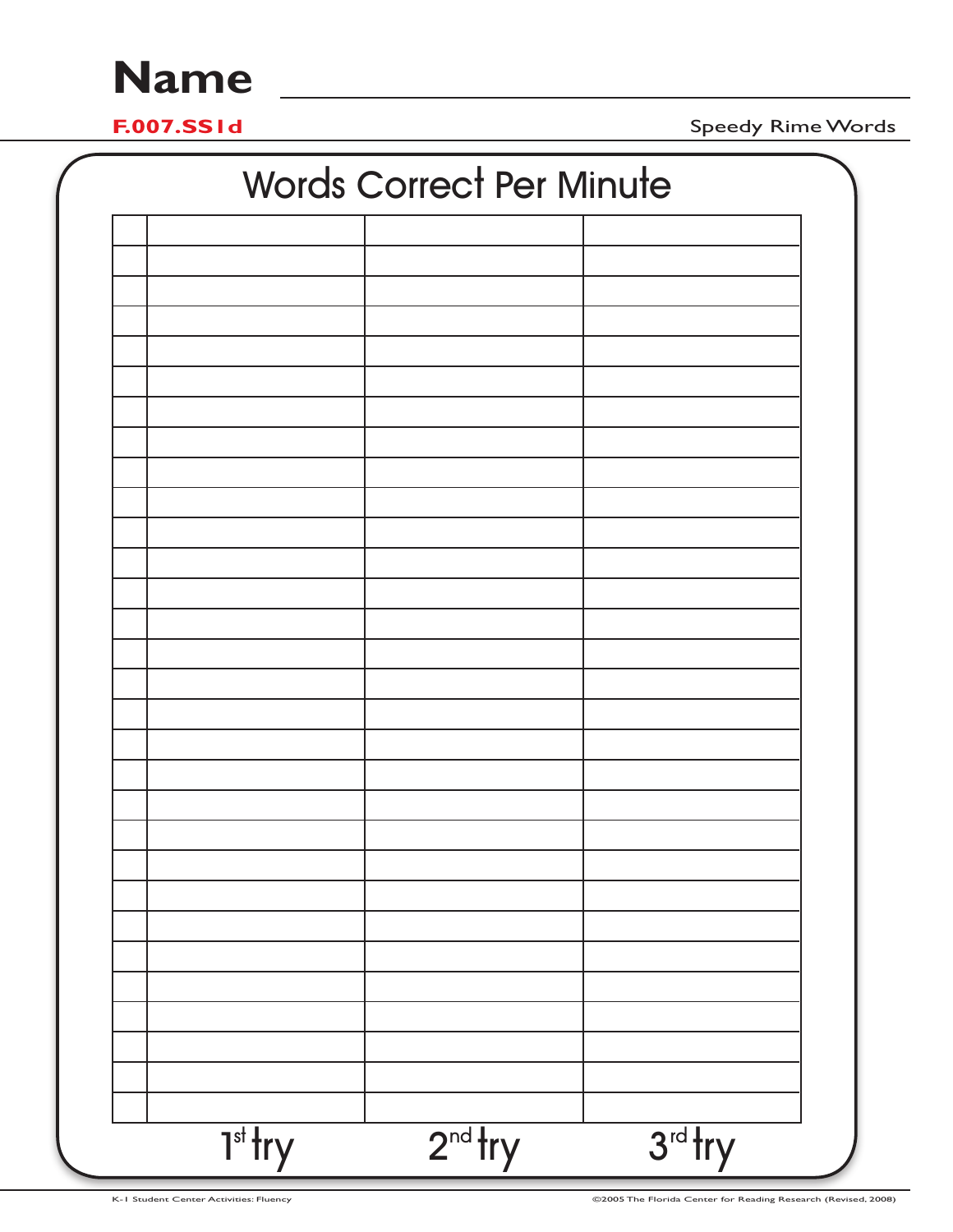Name ____________________

**F.007.SS1d**

Speedy Rime Words

## Words Correct Per Minute

| | | | |
|---|---|---|---|
| | | | |
| | | | |
| | | | |
| | | | |
| | | | |
| | | | |
| | | | |
| | | | |
| | | | |
| | | | |
| | | | |
| | | | |
| | | | |
| | | | |
| | | | |
| | | | |
| | | | |
| | | | |
| | | | |
| | | | |
| | | | |
| | | | |
| | | | |
| | | | |
| | | | |
| | | | |
| | | | |
| | | | |
| | | | |
| | | | |
| | 1st try | 2nd try | 3rd try |